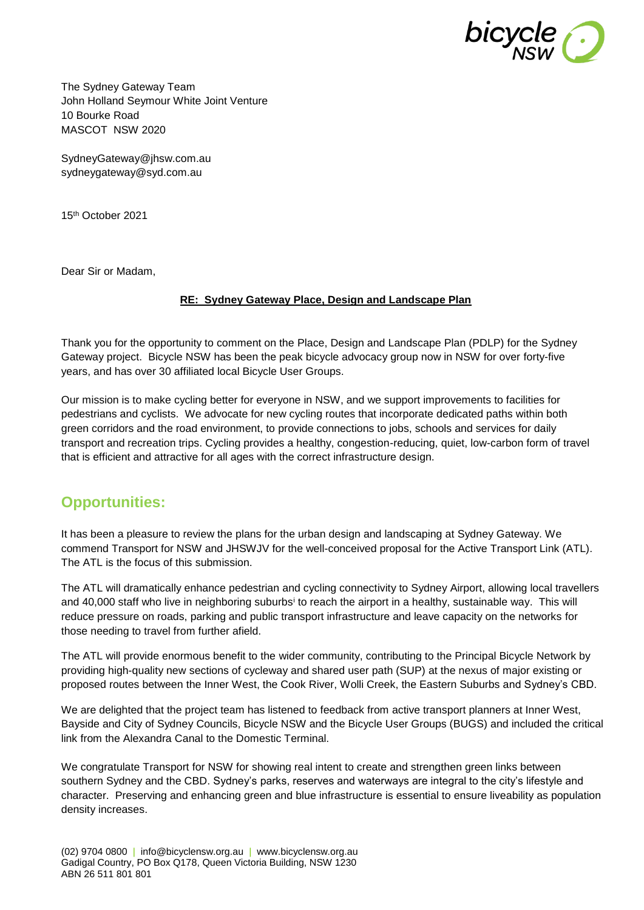The Sydney Gateway Team
John Holland Seymour White Joint Venture
10 Bourke Road
MASCOT NSW 2020

SydneyGateway@jhsw.com.au
sydneygateway@syd.com.au

15th October 2021

Dear Sir or Madam,

**RE: Sydney Gateway Place, Design and Landscape Plan**

Thank you for the opportunity to comment on the Place, Design and Landscape Plan (PDLP) for the Sydney Gateway project. Bicycle NSW has been the peak bicycle advocacy group now in NSW for over forty-five years, and has over 30 affiliated local Bicycle User Groups.

Our mission is to make cycling better for everyone in NSW, and we support improvements to facilities for pedestrians and cyclists. We advocate for new cycling routes that incorporate dedicated paths within both green corridors and the road environment, to provide connections to jobs, schools and services for daily transport and recreation trips. Cycling provides a healthy, congestion-reducing, quiet, low-carbon form of travel that is efficient and attractive for all ages with the correct infrastructure design.

## Opportunities:

It has been a pleasure to review the plans for the urban design and landscaping at Sydney Gateway. We commend Transport for NSW and JHSWJV for the well-conceived proposal for the Active Transport Link (ATL). The ATL is the focus of this submission.

The ATL will dramatically enhance pedestrian and cycling connectivity to Sydney Airport, allowing local travellers and 40,000 staff who live in neighboring suburbs[i] to reach the airport in a healthy, sustainable way. This will reduce pressure on roads, parking and public transport infrastructure and leave capacity on the networks for those needing to travel from further afield.

The ATL will provide enormous benefit to the wider community, contributing to the Principal Bicycle Network by providing high-quality new sections of cycleway and shared user path (SUP) at the nexus of major existing or proposed routes between the Inner West, the Cook River, Wolli Creek, the Eastern Suburbs and Sydney's CBD.

We are delighted that the project team has listened to feedback from active transport planners at Inner West, Bayside and City of Sydney Councils, Bicycle NSW and the Bicycle User Groups (BUGS) and included the critical link from the Alexandra Canal to the Domestic Terminal.

We congratulate Transport for NSW for showing real intent to create and strengthen green links between southern Sydney and the CBD. Sydney's parks, reserves and waterways are integral to the city's lifestyle and character. Preserving and enhancing green and blue infrastructure is essential to ensure liveability as population density increases.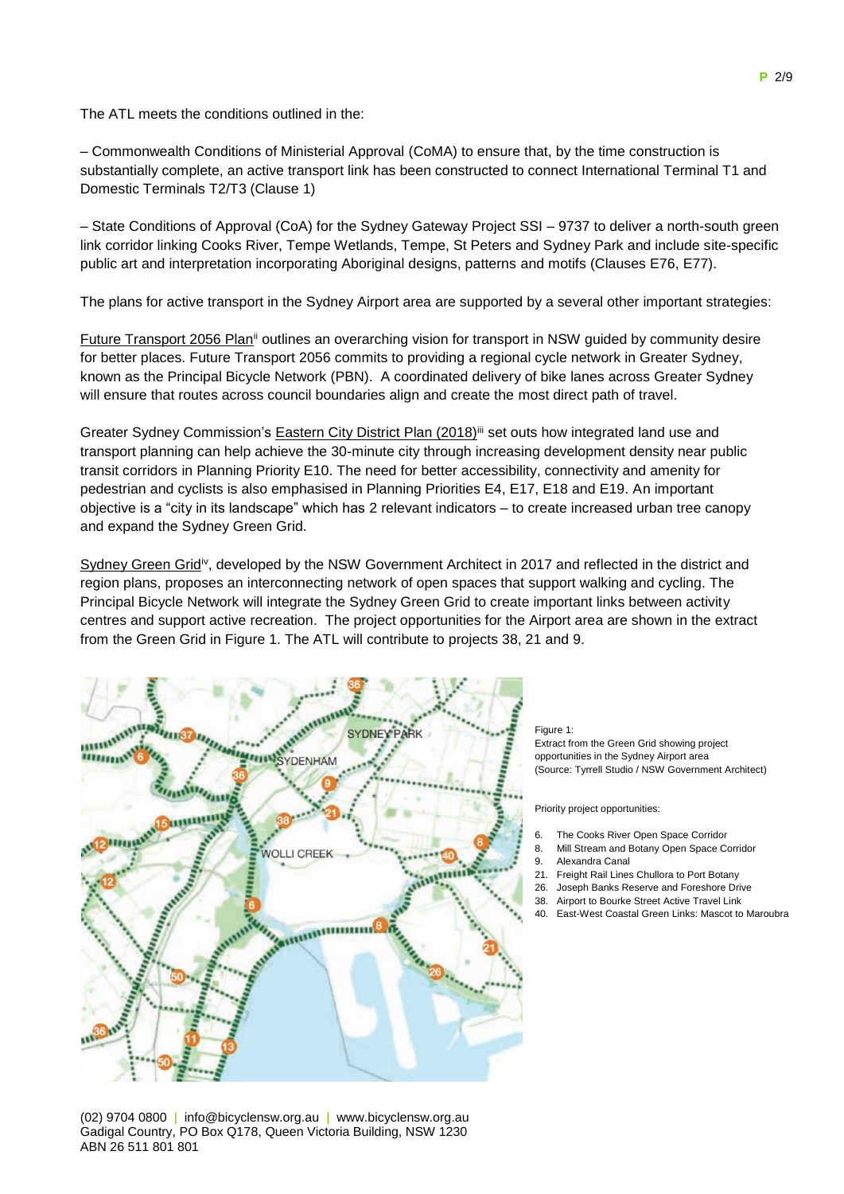The ATL meets the conditions outlined in the:

– Commonwealth Conditions of Ministerial Approval (CoMA) to ensure that, by the time construction is substantially complete, an active transport link has been constructed to connect International Terminal T1 and Domestic Terminals T2/T3 (Clause 1)

– State Conditions of Approval (CoA) for the Sydney Gateway Project SSI – 9737 to deliver a north-south green link corridor linking Cooks River, Tempe Wetlands, Tempe, St Peters and Sydney Park and include site-specific public art and interpretation incorporating Aboriginal designs, patterns and motifs (Clauses E76, E77).

The plans for active transport in the Sydney Airport area are supported by a several other important strategies:

Future Transport 2056 Plan[ii] outlines an overarching vision for transport in NSW guided by community desire for better places. Future Transport 2056 commits to providing a regional cycle network in Greater Sydney, known as the Principal Bicycle Network (PBN). A coordinated delivery of bike lanes across Greater Sydney will ensure that routes across council boundaries align and create the most direct path of travel.

Greater Sydney Commission's Eastern City District Plan (2018)[iii] set outs how integrated land use and transport planning can help achieve the 30-minute city through increasing development density near public transit corridors in Planning Priority E10. The need for better accessibility, connectivity and amenity for pedestrian and cyclists is also emphasised in Planning Priorities E4, E17, E18 and E19. An important objective is a "city in its landscape" which has 2 relevant indicators – to create increased urban tree canopy and expand the Sydney Green Grid.

Sydney Green Grid[iv], developed by the NSW Government Architect in 2017 and reflected in the district and region plans, proposes an interconnecting network of open spaces that support walking and cycling. The Principal Bicycle Network will integrate the Sydney Green Grid to create important links between activity centres and support active recreation. The project opportunities for the Airport area are shown in the extract from the Green Grid in Figure 1. The ATL will contribute to projects 38, 21 and 9.

Figure 1:
Extract from the Green Grid showing project opportunities in the Sydney Airport area
(Source: Tyrrell Studio / NSW Government Architect)

Priority project opportunities:

6. The Cooks River Open Space Corridor
8. Mill Stream and Botany Open Space Corridor
9. Alexandra Canal
21. Freight Rail Lines Chullora to Port Botany
26. Joseph Banks Reserve and Foreshore Drive
38. Airport to Bourke Street Active Travel Link
40. East-West Coastal Green Links: Mascot to Maroubra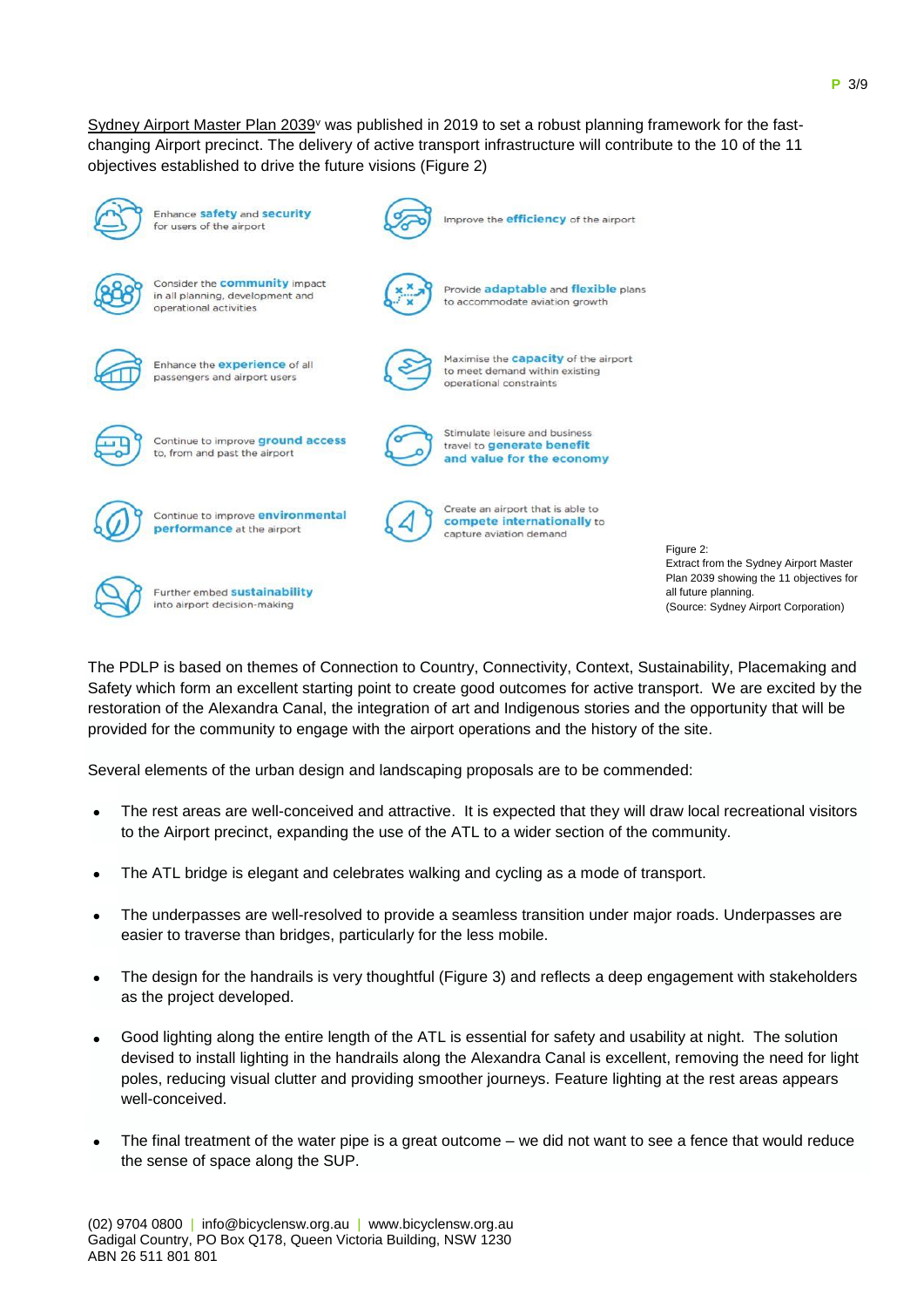Sydney Airport Master Plan 2039[v] was published in 2019 to set a robust planning framework for the fast-changing Airport precinct. The delivery of active transport infrastructure will contribute to the 10 of the 11 objectives established to drive the future visions (Figure 2)

- Enhance **safety** and **security** for users of the airport
- Consider the **community** impact in all planning, development and operational activities
- Enhance the **experience** of all passengers and airport users
- Continue to improve **ground access** to, from and past the airport
- Continue to improve **environmental performance** at the airport
- Further embed **sustainability** into airport decision-making
- Improve the **efficiency** of the airport
- Provide **adaptable** and **flexible** plans to accommodate aviation growth
- Maximise the **capacity** of the airport to meet demand within existing operational constraints
- Stimulate leisure and business travel to **generate benefit and value for the economy**
- Create an airport that is able to **compete internationally** to capture aviation demand

Figure 2:
Extract from the Sydney Airport Master Plan 2039 showing the 11 objectives for all future planning.
(Source: Sydney Airport Corporation)

The PDLP is based on themes of Connection to Country, Connectivity, Context, Sustainability, Placemaking and Safety which form an excellent starting point to create good outcomes for active transport. We are excited by the restoration of the Alexandra Canal, the integration of art and Indigenous stories and the opportunity that will be provided for the community to engage with the airport operations and the history of the site.

Several elements of the urban design and landscaping proposals are to be commended:

- The rest areas are well-conceived and attractive. It is expected that they will draw local recreational visitors to the Airport precinct, expanding the use of the ATL to a wider section of the community.
- The ATL bridge is elegant and celebrates walking and cycling as a mode of transport.
- The underpasses are well-resolved to provide a seamless transition under major roads. Underpasses are easier to traverse than bridges, particularly for the less mobile.
- The design for the handrails is very thoughtful (Figure 3) and reflects a deep engagement with stakeholders as the project developed.
- Good lighting along the entire length of the ATL is essential for safety and usability at night. The solution devised to install lighting in the handrails along the Alexandra Canal is excellent, removing the need for light poles, reducing visual clutter and providing smoother journeys. Feature lighting at the rest areas appears well-conceived.
- The final treatment of the water pipe is a great outcome – we did not want to see a fence that would reduce the sense of space along the SUP.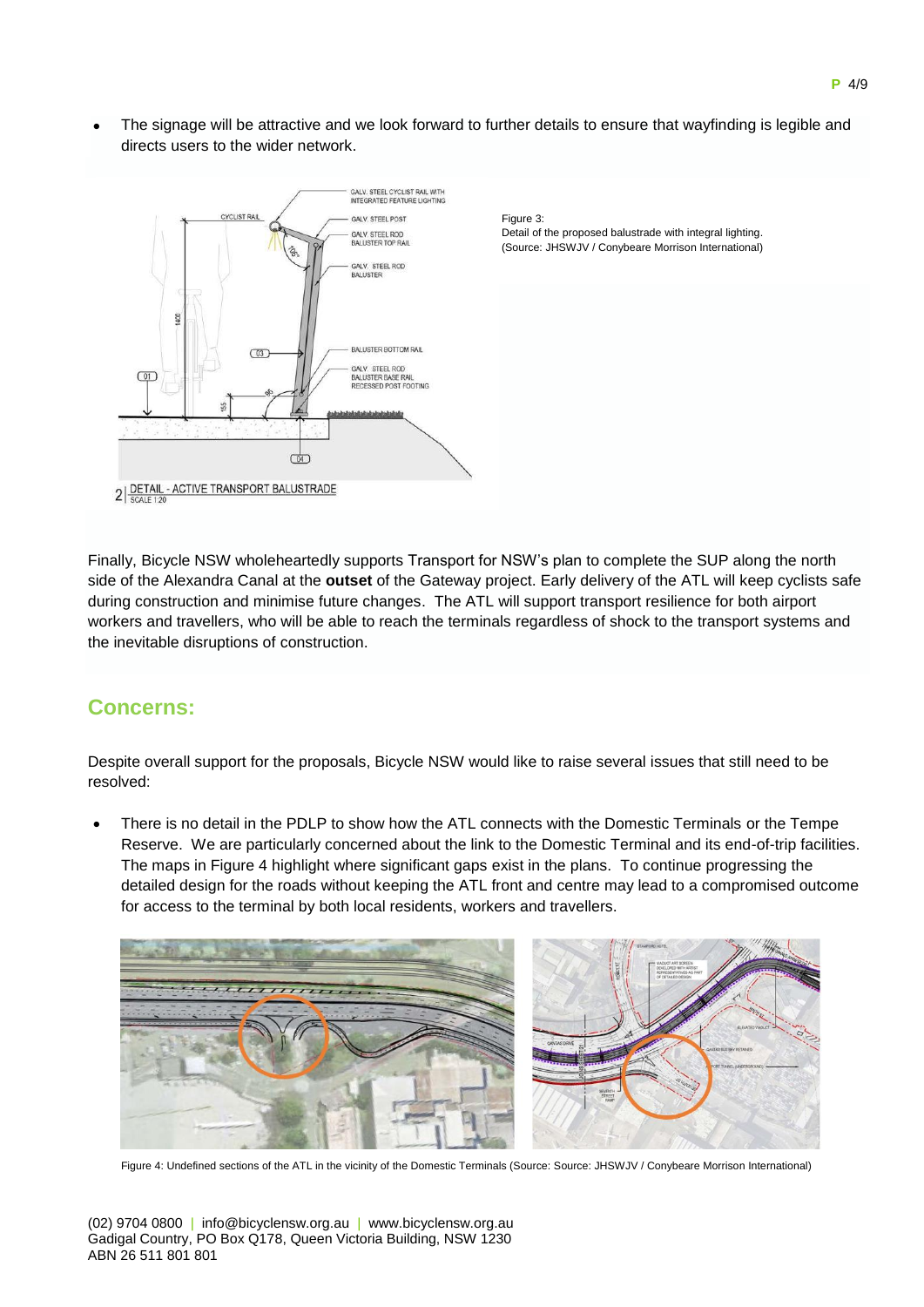- The signage will be attractive and we look forward to further details to ensure that wayfinding is legible and directs users to the wider network.

Figure 3:
Detail of the proposed balustrade with integral lighting.
(Source: JHSWJV / Conybeare Morrison International)

Finally, Bicycle NSW wholeheartedly supports Transport for NSW's plan to complete the SUP along the north side of the Alexandra Canal at the **outset** of the Gateway project. Early delivery of the ATL will keep cyclists safe during construction and minimise future changes. The ATL will support transport resilience for both airport workers and travellers, who will be able to reach the terminals regardless of shock to the transport systems and the inevitable disruptions of construction.

## Concerns:

Despite overall support for the proposals, Bicycle NSW would like to raise several issues that still need to be resolved:

- There is no detail in the PDLP to show how the ATL connects with the Domestic Terminals or the Tempe Reserve. We are particularly concerned about the link to the Domestic Terminal and its end-of-trip facilities. The maps in Figure 4 highlight where significant gaps exist in the plans. To continue progressing the detailed design for the roads without keeping the ATL front and centre may lead to a compromised outcome for access to the terminal by both local residents, workers and travellers.

Figure 4: Undefined sections of the ATL in the vicinity of the Domestic Terminals (Source: Source: JHSWJV / Conybeare Morrison International)

(02) 9704 0800 | info@bicyclensw.org.au | www.bicyclensw.org.au
Gadigal Country, PO Box Q178, Queen Victoria Building, NSW 1230
ABN 26 511 801 801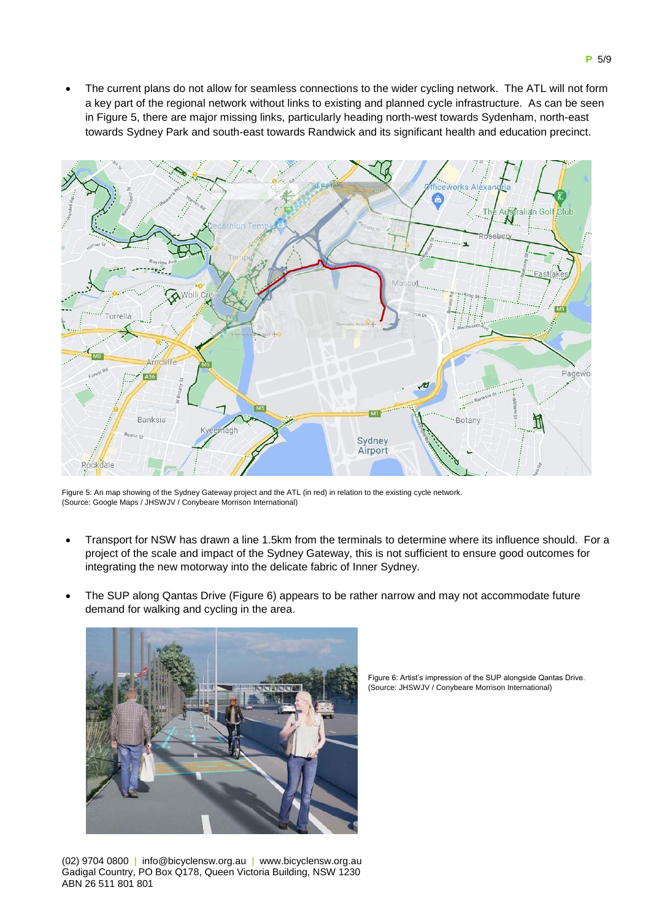- The current plans do not allow for seamless connections to the wider cycling network. The ATL will not form a key part of the regional network without links to existing and planned cycle infrastructure. As can be seen in Figure 5, there are major missing links, particularly heading north-west towards Sydenham, north-east towards Sydney Park and south-east towards Randwick and its significant health and education precinct.

Figure 5: An map showing of the Sydney Gateway project and the ATL (in red) in relation to the existing cycle network.
(Source: Google Maps / JHSWJV / Conybeare Morrison International)

- Transport for NSW has drawn a line 1.5km from the terminals to determine where its influence should. For a project of the scale and impact of the Sydney Gateway, this is not sufficient to ensure good outcomes for integrating the new motorway into the delicate fabric of Inner Sydney.

- The SUP along Qantas Drive (Figure 6) appears to be rather narrow and may not accommodate future demand for walking and cycling in the area.

Figure 6: Artist's impression of the SUP alongside Qantas Drive.
(Source: JHSWJV / Conybeare Morrison International)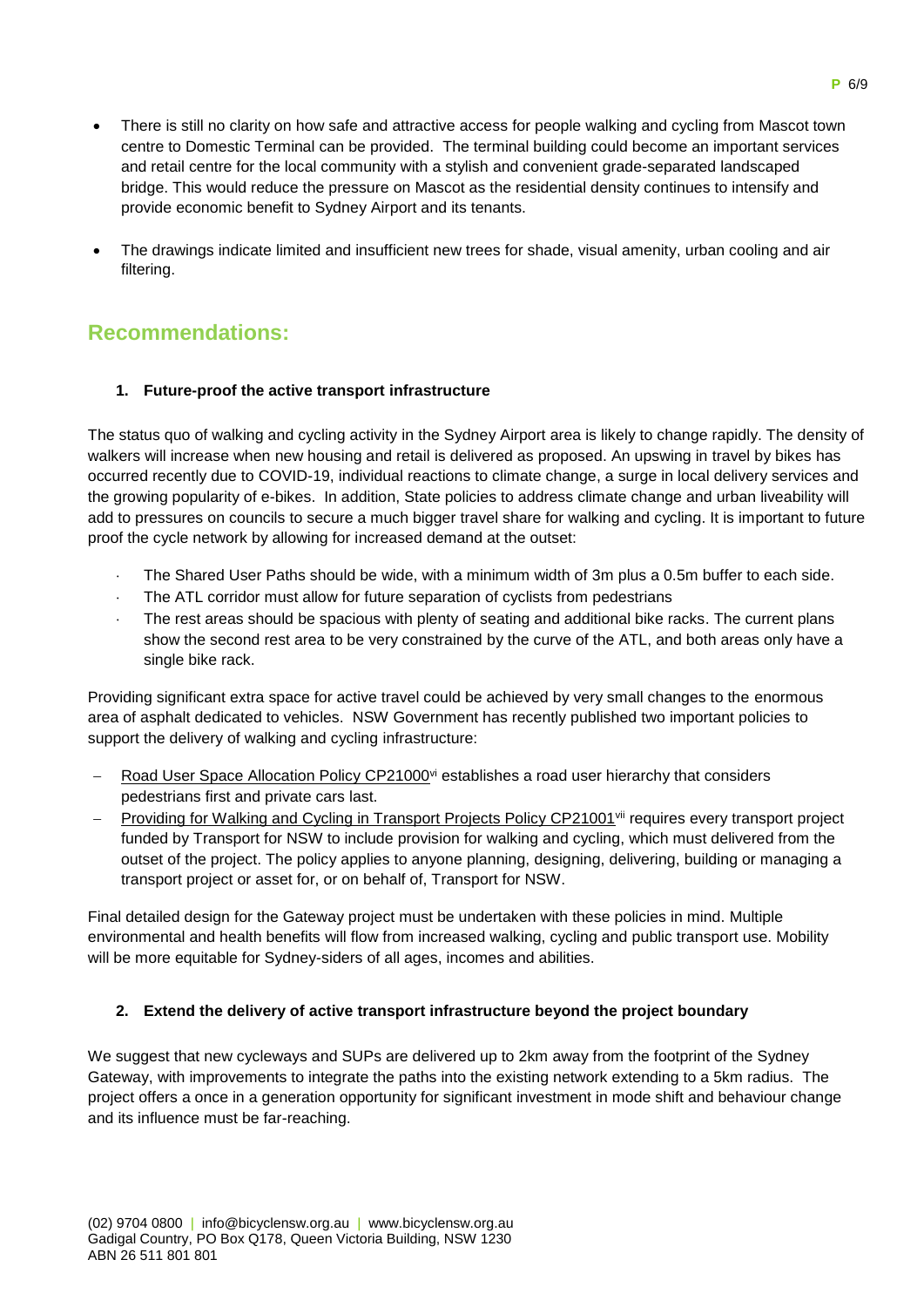- There is still no clarity on how safe and attractive access for people walking and cycling from Mascot town centre to Domestic Terminal can be provided. The terminal building could become an important services and retail centre for the local community with a stylish and convenient grade-separated landscaped bridge. This would reduce the pressure on Mascot as the residential density continues to intensify and provide economic benefit to Sydney Airport and its tenants.
- The drawings indicate limited and insufficient new trees for shade, visual amenity, urban cooling and air filtering.

## Recommendations:

### 1. Future-proof the active transport infrastructure

The status quo of walking and cycling activity in the Sydney Airport area is likely to change rapidly. The density of walkers will increase when new housing and retail is delivered as proposed. An upswing in travel by bikes has occurred recently due to COVID-19, individual reactions to climate change, a surge in local delivery services and the growing popularity of e-bikes. In addition, State policies to address climate change and urban liveability will add to pressures on councils to secure a much bigger travel share for walking and cycling. It is important to future proof the cycle network by allowing for increased demand at the outset:

- The Shared User Paths should be wide, with a minimum width of 3m plus a 0.5m buffer to each side.
- The ATL corridor must allow for future separation of cyclists from pedestrians
- The rest areas should be spacious with plenty of seating and additional bike racks. The current plans show the second rest area to be very constrained by the curve of the ATL, and both areas only have a single bike rack.

Providing significant extra space for active travel could be achieved by very small changes to the enormous area of asphalt dedicated to vehicles. NSW Government has recently published two important policies to support the delivery of walking and cycling infrastructure:

- Road User Space Allocation Policy CP21000[vi] establishes a road user hierarchy that considers pedestrians first and private cars last.
- Providing for Walking and Cycling in Transport Projects Policy CP21001[vii] requires every transport project funded by Transport for NSW to include provision for walking and cycling, which must delivered from the outset of the project. The policy applies to anyone planning, designing, delivering, building or managing a transport project or asset for, or on behalf of, Transport for NSW.

Final detailed design for the Gateway project must be undertaken with these policies in mind. Multiple environmental and health benefits will flow from increased walking, cycling and public transport use. Mobility will be more equitable for Sydney-siders of all ages, incomes and abilities.

### 2. Extend the delivery of active transport infrastructure beyond the project boundary

We suggest that new cycleways and SUPs are delivered up to 2km away from the footprint of the Sydney Gateway, with improvements to integrate the paths into the existing network extending to a 5km radius. The project offers a once in a generation opportunity for significant investment in mode shift and behaviour change and its influence must be far-reaching.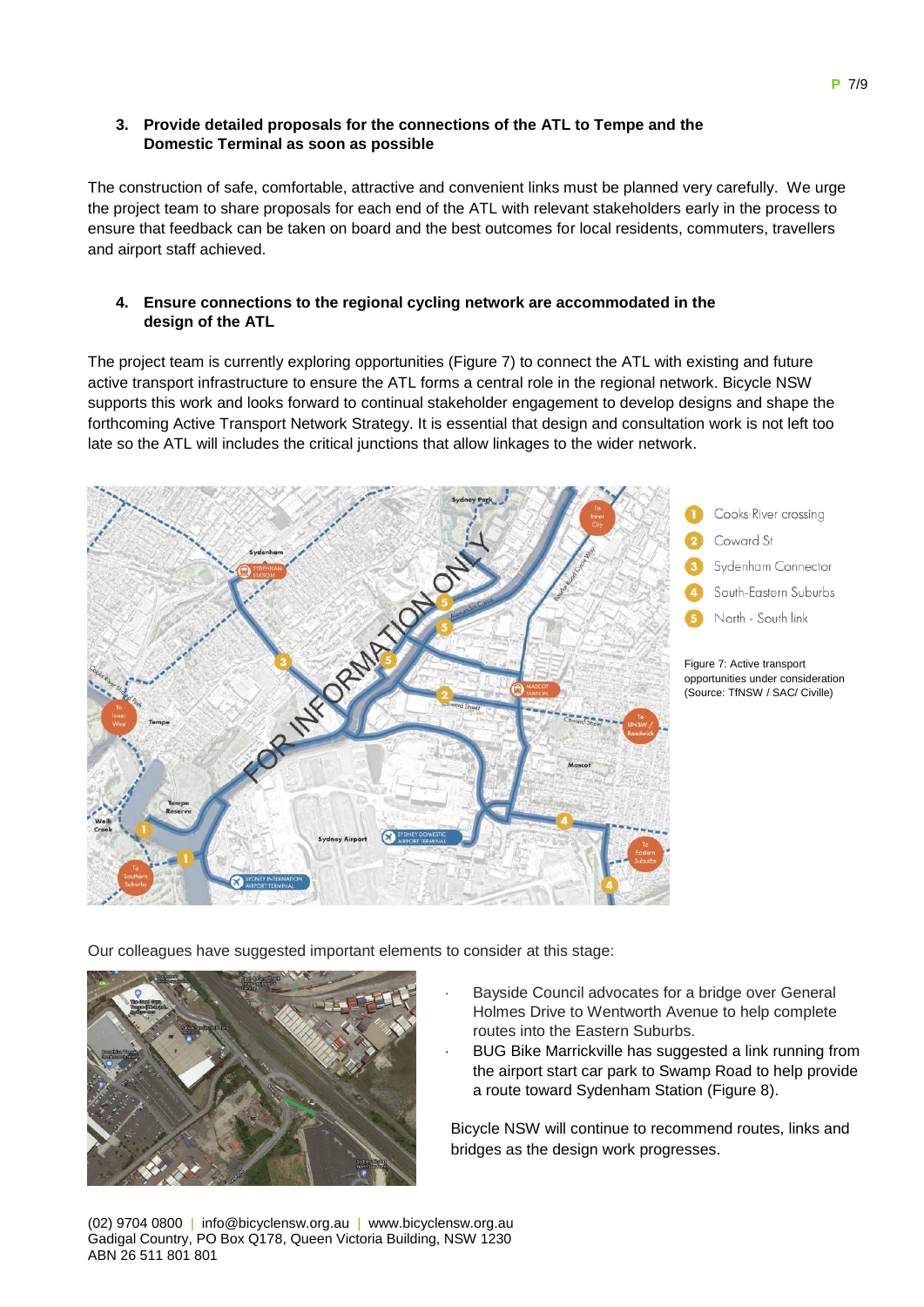### 3. Provide detailed proposals for the connections of the ATL to Tempe and the Domestic Terminal as soon as possible

The construction of safe, comfortable, attractive and convenient links must be planned very carefully. We urge the project team to share proposals for each end of the ATL with relevant stakeholders early in the process to ensure that feedback can be taken on board and the best outcomes for local residents, commuters, travellers and airport staff achieved.

### 4. Ensure connections to the regional cycling network are accommodated in the design of the ATL

The project team is currently exploring opportunities (Figure 7) to connect the ATL with existing and future active transport infrastructure to ensure the ATL forms a central role in the regional network. Bicycle NSW supports this work and looks forward to continual stakeholder engagement to develop designs and shape the forthcoming Active Transport Network Strategy. It is essential that design and consultation work is not left too late so the ATL will includes the critical junctions that allow linkages to the wider network.

1. Cooks River crossing
2. Coward St
3. Sydenham Connector
4. South-Eastern Suburbs
5. North - South link

Figure 7: Active transport opportunities under consideration (Source: TfNSW / SAC/ Civille)

Our colleagues have suggested important elements to consider at this stage:

- Bayside Council advocates for a bridge over General Holmes Drive to Wentworth Avenue to help complete routes into the Eastern Suburbs.
- BUG Bike Marrickville has suggested a link running from the airport start car park to Swamp Road to help provide a route toward Sydenham Station (Figure 8).

Bicycle NSW will continue to recommend routes, links and bridges as the design work progresses.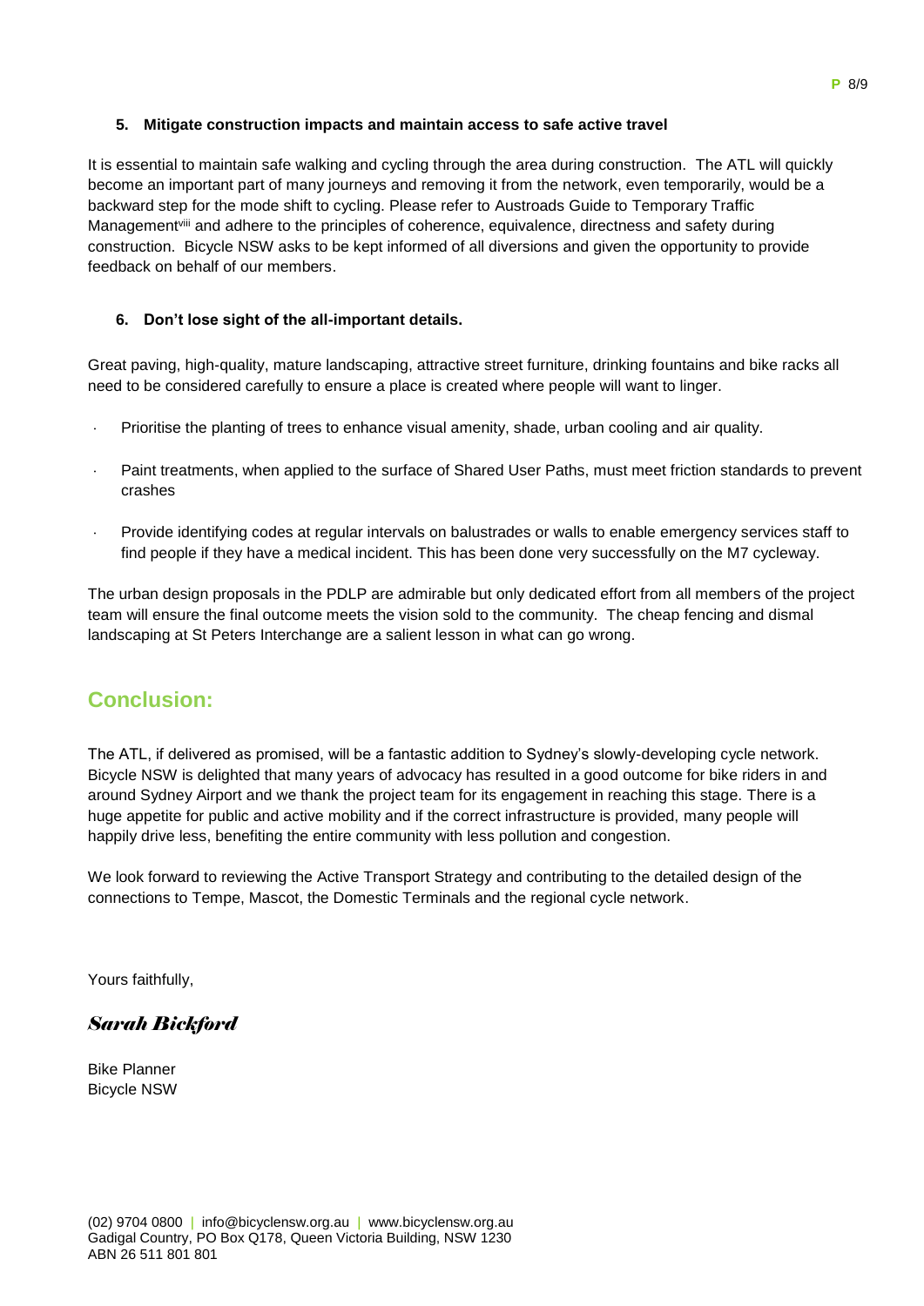**5. Mitigate construction impacts and maintain access to safe active travel**

It is essential to maintain safe walking and cycling through the area during construction. The ATL will quickly become an important part of many journeys and removing it from the network, even temporarily, would be a backward step for the mode shift to cycling. Please refer to Austroads Guide to Temporary Traffic Management[viii] and adhere to the principles of coherence, equivalence, directness and safety during construction. Bicycle NSW asks to be kept informed of all diversions and given the opportunity to provide feedback on behalf of our members.

**6. Don't lose sight of the all-important details.**

Great paving, high-quality, mature landscaping, attractive street furniture, drinking fountains and bike racks all need to be considered carefully to ensure a place is created where people will want to linger.

- Prioritise the planting of trees to enhance visual amenity, shade, urban cooling and air quality.
- Paint treatments, when applied to the surface of Shared User Paths, must meet friction standards to prevent crashes
- Provide identifying codes at regular intervals on balustrades or walls to enable emergency services staff to find people if they have a medical incident. This has been done very successfully on the M7 cycleway.

The urban design proposals in the PDLP are admirable but only dedicated effort from all members of the project team will ensure the final outcome meets the vision sold to the community. The cheap fencing and dismal landscaping at St Peters Interchange are a salient lesson in what can go wrong.

## Conclusion:

The ATL, if delivered as promised, will be a fantastic addition to Sydney's slowly-developing cycle network. Bicycle NSW is delighted that many years of advocacy has resulted in a good outcome for bike riders in and around Sydney Airport and we thank the project team for its engagement in reaching this stage. There is a huge appetite for public and active mobility and if the correct infrastructure is provided, many people will happily drive less, benefiting the entire community with less pollution and congestion.

We look forward to reviewing the Active Transport Strategy and contributing to the detailed design of the connections to Tempe, Mascot, the Domestic Terminals and the regional cycle network.

Yours faithfully,

*Sarah Bickford*

Bike Planner
Bicycle NSW

(02) 9704 0800 | info@bicyclensw.org.au | www.bicyclensw.org.au
Gadigal Country, PO Box Q178, Queen Victoria Building, NSW 1230
ABN 26 511 801 801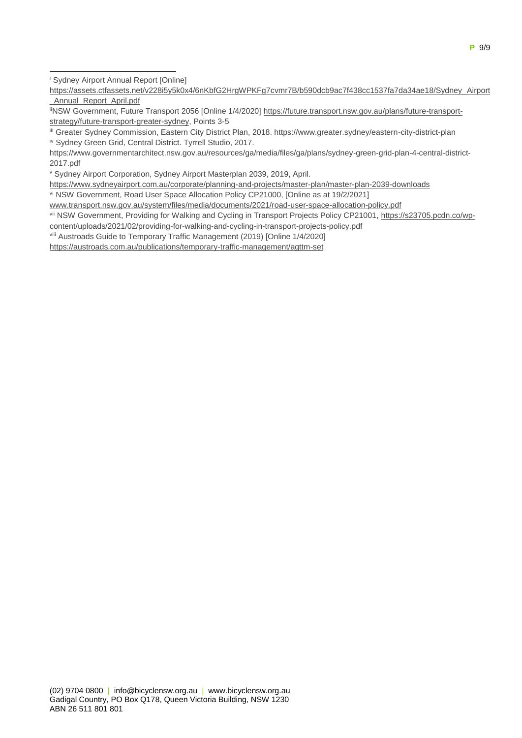[i] Sydney Airport Annual Report [Online] https://assets.ctfassets.net/v228i5y5k0x4/6nKbfG2HrgWPKFg7cvmr7B/b590dcb9ac7f438cc1537fa7da34ae18/Sydney_Airport_Annual_Report_April.pdf

[ii] NSW Government, Future Transport 2056 [Online 1/4/2020] https://future.transport.nsw.gov.au/plans/future-transport-strategy/future-transport-greater-sydney, Points 3-5

[iii] Greater Sydney Commission, Eastern City District Plan, 2018. https://www.greater.sydney/eastern-city-district-plan

[iv] Sydney Green Grid, Central District. Tyrrell Studio, 2017. https://www.governmentarchitect.nsw.gov.au/resources/ga/media/files/ga/plans/sydney-green-grid-plan-4-central-district-2017.pdf

[v] Sydney Airport Corporation, Sydney Airport Masterplan 2039, 2019, April. https://www.sydneyairport.com.au/corporate/planning-and-projects/master-plan/master-plan-2039-downloads

[vi] NSW Government, Road User Space Allocation Policy CP21000, [Online as at 19/2/2021] www.transport.nsw.gov.au/system/files/media/documents/2021/road-user-space-allocation-policy.pdf

[vii] NSW Government, Providing for Walking and Cycling in Transport Projects Policy CP21001, https://s23705.pcdn.co/wp-content/uploads/2021/02/providing-for-walking-and-cycling-in-transport-projects-policy.pdf

[viii] Austroads Guide to Temporary Traffic Management (2019) [Online 1/4/2020] https://austroads.com.au/publications/temporary-traffic-management/agttm-set

(02) 9704 0800 | info@bicyclensw.org.au | www.bicyclensw.org.au
Gadigal Country, PO Box Q178, Queen Victoria Building, NSW 1230
ABN 26 511 801 801